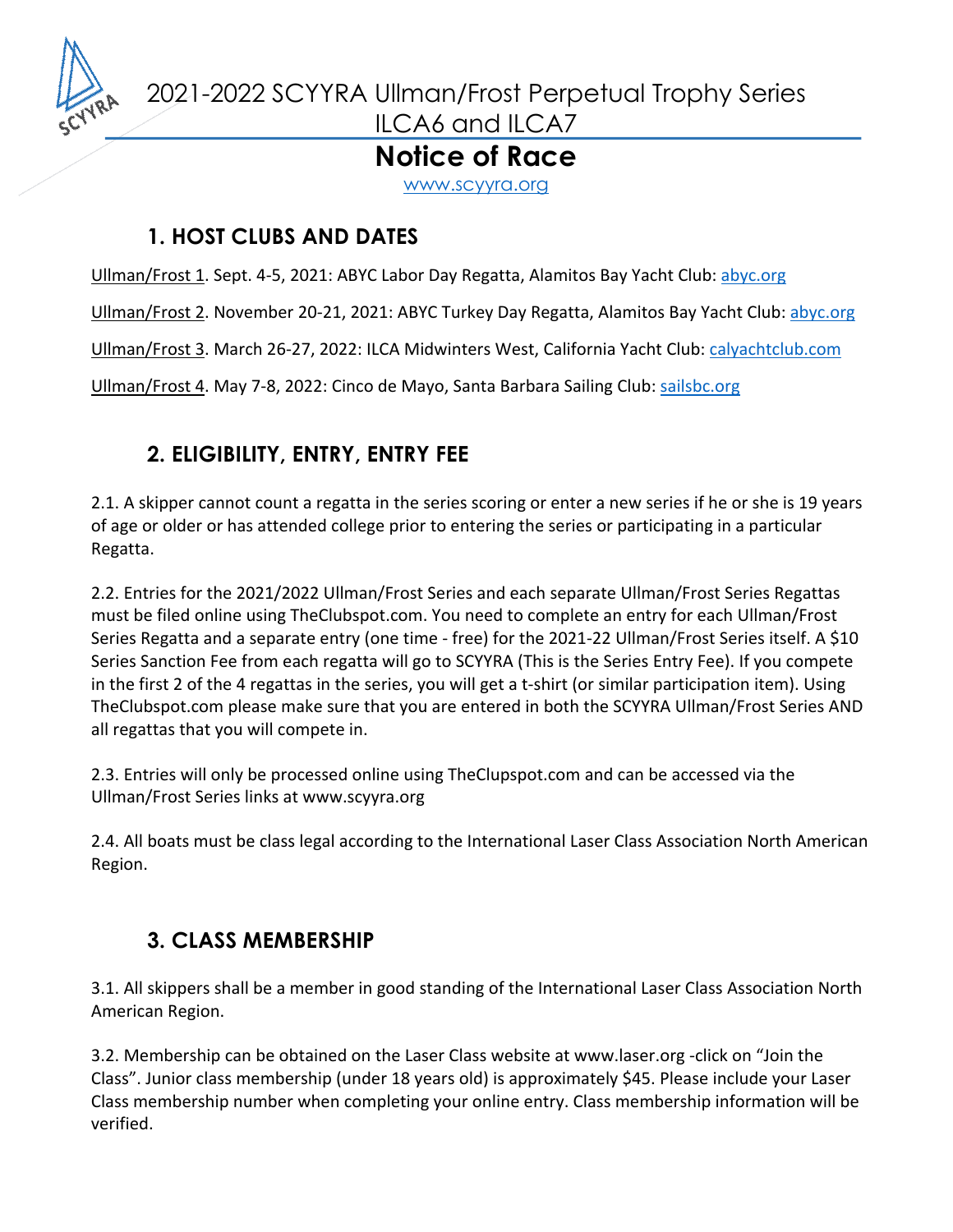# 2021-2022 SCYYRA Ullman/Frost Perpetual Trophy Series ILCA6 and ILCA7

# Notice of Race

www.scyyra.org

## 1. HOST CLUBS AND DATES

Ullman/Frost 1. Sept. 4-5, 2021: ABYC Labor Day Regatta, Alamitos Bay Yacht Club: abyc.org

Ullman/Frost 2. November 20-21, 2021: ABYC Turkey Day Regatta, Alamitos Bay Yacht Club: abyc.org

Ullman/Frost 3. March 26-27, 2022: ILCA Midwinters West, California Yacht Club: calyachtclub.com

Ullman/Frost 4. May 7-8, 2022: Cinco de Mayo, Santa Barbara Sailing Club: sailsbc.org

## 2. ELIGIBILITY, ENTRY, ENTRY FEE

2.1. A skipper cannot count a regatta in the series scoring or enter a new series if he or she is 19 years of age or older or has attended college prior to entering the series or participating in a particular Regatta.

2.2. Entries for the 2021/2022 Ullman/Frost Series and each separate Ullman/Frost Series Regattas must be filed online using TheClubspot.com. You need to complete an entry for each Ullman/Frost Series Regatta and a separate entry (one time - free) for the 2021-22 Ullman/Frost Series itself. A $10 Series Sanction Fee from each regatta will go to SCYYRA (This is the Series Entry Fee). If you compete in the first 2 of the 4 regattas in the series, you will get a t-shirt (or similar participation item). Using TheClubspot.com please make sure that you are entered in both the SCYYRA Ullman/Frost Series AND all regattas that you will compete in.

2.3. Entries will only be processed online using TheClupspot.com and can be accessed via the Ullman/Frost Series links at www.scyyra.org

2.4. All boats must be class legal according to the International Laser Class Association North American Region.

## 3. CLASS MEMBERSHIP

3.1. All skippers shall be a member in good standing of the International Laser Class Association North American Region.

3.2. Membership can be obtained on the Laser Class website at www.laser.org -click on "Join the Class". Junior class membership (under 18 years old) is approximately $45. Please include your Laser Class membership number when completing your online entry. Class membership information will be verified.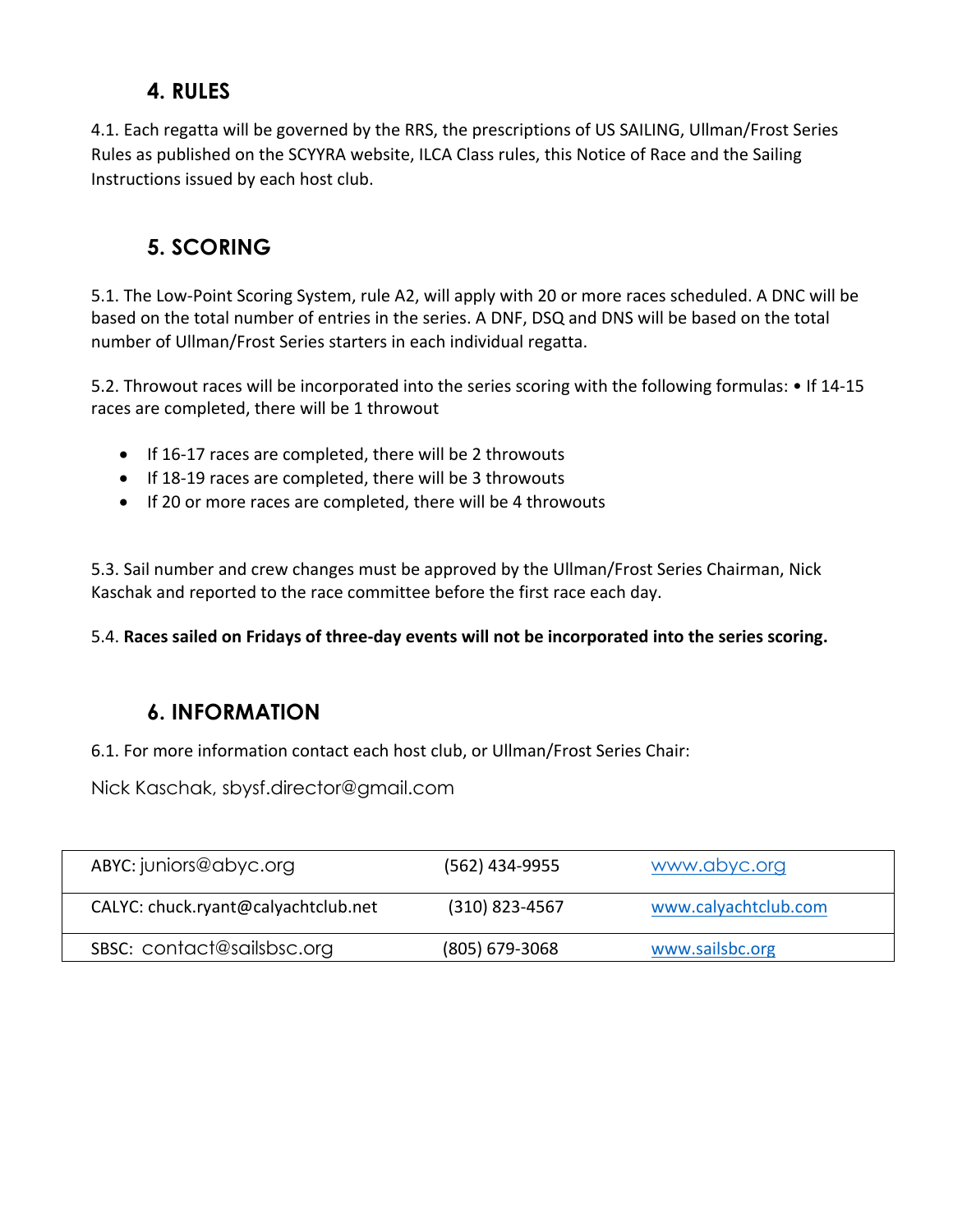## 4. RULES

4.1. Each regatta will be governed by the RRS, the prescriptions of US SAILING, Ullman/Frost Series Rules as published on the SCYYRA website, ILCA Class rules, this Notice of Race and the Sailing Instructions issued by each host club.

## 5. SCORING

5.1. The Low-Point Scoring System, rule A2, will apply with 20 or more races scheduled. A DNC will be based on the total number of entries in the series. A DNF, DSQ and DNS will be based on the total number of Ullman/Frost Series starters in each individual regatta.

5.2. Throwout races will be incorporated into the series scoring with the following formulas: • If 14-15 races are completed, there will be 1 throwout

- If 16-17 races are completed, there will be 2 throwouts
- If 18-19 races are completed, there will be 3 throwouts
- If 20 or more races are completed, there will be 4 throwouts

5.3. Sail number and crew changes must be approved by the Ullman/Frost Series Chairman, Nick Kaschak and reported to the race committee before the first race each day.

5.4. **Races sailed on Fridays of three-day events will not be incorporated into the series scoring.**

## 6. INFORMATION

6.1. For more information contact each host club, or Ullman/Frost Series Chair:

Nick Kaschak, sbysf.director@gmail.com

| | | |
|---|---|---|
| ABYC: juniors@abyc.org | (562) 434-9955 | www.abyc.org |
| CALYC: chuck.ryant@calyachtclub.net | (310) 823-4567 | www.calyachtclub.com |
| SBSC: contact@sailsbsc.org | (805) 679-3068 | www.sailsbc.org |